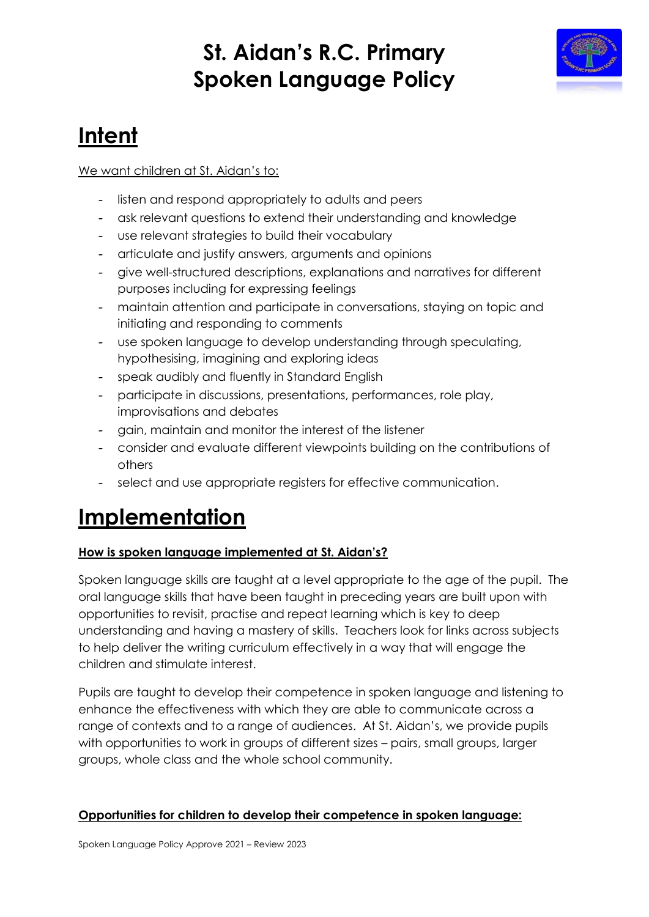# St. Aidan's R.C. Primary
# Spoken Language Policy

## Intent

We want children at St. Aidan's to:

- listen and respond appropriately to adults and peers
- ask relevant questions to extend their understanding and knowledge
- use relevant strategies to build their vocabulary
- articulate and justify answers, arguments and opinions
- give well-structured descriptions, explanations and narratives for different purposes including for expressing feelings
- maintain attention and participate in conversations, staying on topic and initiating and responding to comments
- use spoken language to develop understanding through speculating, hypothesising, imagining and exploring ideas
- speak audibly and fluently in Standard English
- participate in discussions, presentations, performances, role play, improvisations and debates
- gain, maintain and monitor the interest of the listener
- consider and evaluate different viewpoints building on the contributions of others
- select and use appropriate registers for effective communication.

## Implementation

**How is spoken language implemented at St. Aidan's?**

Spoken language skills are taught at a level appropriate to the age of the pupil. The oral language skills that have been taught in preceding years are built upon with opportunities to revisit, practise and repeat learning which is key to deep understanding and having a mastery of skills. Teachers look for links across subjects to help deliver the writing curriculum effectively in a way that will engage the children and stimulate interest.

Pupils are taught to develop their competence in spoken language and listening to enhance the effectiveness with which they are able to communicate across a range of contexts and to a range of audiences. At St. Aidan's, we provide pupils with opportunities to work in groups of different sizes – pairs, small groups, larger groups, whole class and the whole school community.

**Opportunities for children to develop their competence in spoken language:**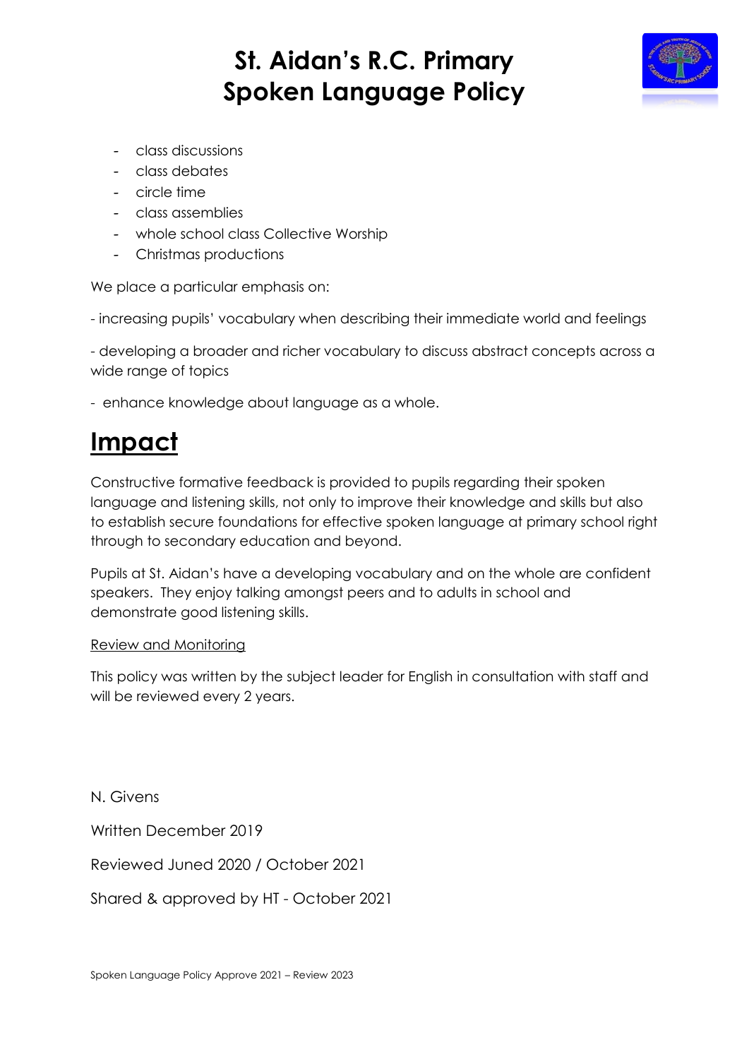- class discussions
- class debates
- circle time
- class assemblies
- whole school class Collective Worship
- Christmas productions

We place a particular emphasis on:

- increasing pupils' vocabulary when describing their immediate world and feelings

- developing a broader and richer vocabulary to discuss abstract concepts across a wide range of topics

- enhance knowledge about language as a whole.

# Impact

Constructive formative feedback is provided to pupils regarding their spoken language and listening skills, not only to improve their knowledge and skills but also to establish secure foundations for effective spoken language at primary school right through to secondary education and beyond.

Pupils at St. Aidan's have a developing vocabulary and on the whole are confident speakers. They enjoy talking amongst peers and to adults in school and demonstrate good listening skills.

Review and Monitoring

This policy was written by the subject leader for English in consultation with staff and will be reviewed every 2 years.

N. Givens

Written December 2019

Reviewed Juned 2020 / October 2021

Shared & approved by HT - October 2021